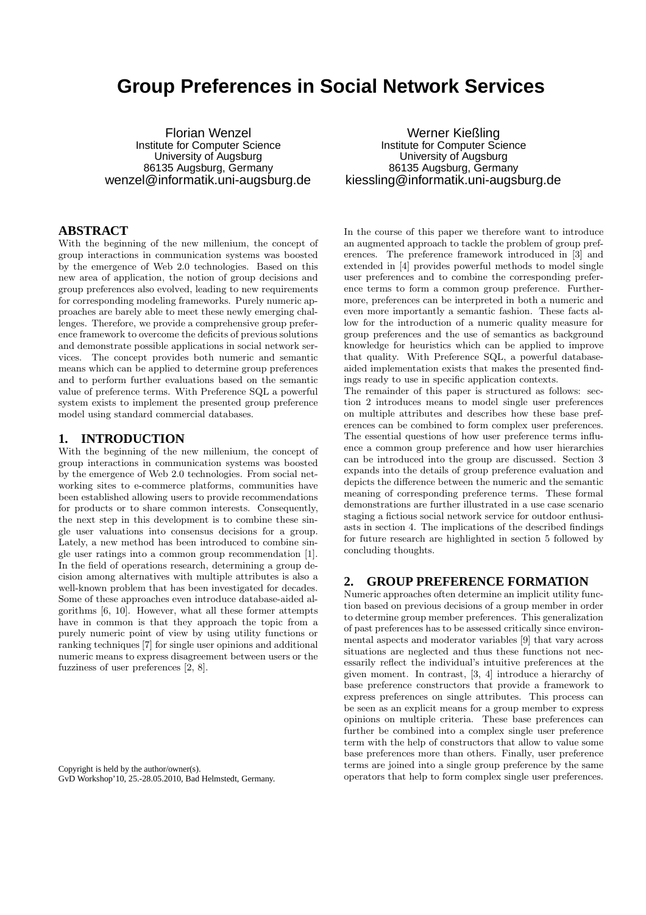# Group Preferences in Social Network Services

Florian Wenzel
Institute for Computer Science
University of Augsburg
86135 Augsburg, Germany
wenzel@informatik.uni-augsburg.de

Werner Kießling
Institute for Computer Science
University of Augsburg
86135 Augsburg, Germany
kiessling@informatik.uni-augsburg.de

## ABSTRACT

With the beginning of the new millenium, the concept of group interactions in communication systems was boosted by the emergence of Web 2.0 technologies. Based on this new area of application, the notion of group decisions and group preferences also evolved, leading to new requirements for corresponding modeling frameworks. Purely numeric approaches are barely able to meet these newly emerging challenges. Therefore, we provide a comprehensive group preference framework to overcome the deficits of previous solutions and demonstrate possible applications in social network services. The concept provides both numeric and semantic means which can be applied to determine group preferences and to perform further evaluations based on the semantic value of preference terms. With Preference SQL a powerful system exists to implement the presented group preference model using standard commercial databases.

## 1. INTRODUCTION

With the beginning of the new millenium, the concept of group interactions in communication systems was boosted by the emergence of Web 2.0 technologies. From social networking sites to e-commerce platforms, communities have been established allowing users to provide recommendations for products or to share common interests. Consequently, the next step in this development is to combine these single user valuations into consensus decisions for a group. Lately, a new method has been introduced to combine single user ratings into a common group recommendation [1]. In the field of operations research, determining a group decision among alternatives with multiple attributes is also a well-known problem that has been investigated for decades. Some of these approaches even introduce database-aided algorithms [6, 10]. However, what all these former attempts have in common is that they approach the topic from a purely numeric point of view by using utility functions or ranking techniques [7] for single user opinions and additional numeric means to express disagreement between users or the fuzziness of user preferences [2, 8].

Copyright is held by the author/owner(s).
GvD Workshop'10, 25.-28.05.2010, Bad Helmstedt, Germany.

In the course of this paper we therefore want to introduce an augmented approach to tackle the problem of group preferences. The preference framework introduced in [3] and extended in [4] provides powerful methods to model single user preferences and to combine the corresponding preference terms to form a common group preference. Furthermore, preferences can be interpreted in both a numeric and even more importantly a semantic fashion. These facts allow for the introduction of a numeric quality measure for group preferences and the use of semantics as background knowledge for heuristics which can be applied to improve that quality. With Preference SQL, a powerful database-aided implementation exists that makes the presented findings ready to use in specific application contexts.

The remainder of this paper is structured as follows: section 2 introduces means to model single user preferences on multiple attributes and describes how these base preferences can be combined to form complex user preferences. The essential questions of how user preference terms influence a common group preference and how user hierarchies can be introduced into the group are discussed. Section 3 expands into the details of group preference evaluation and depicts the difference between the numeric and the semantic meaning of corresponding preference terms. These formal demonstrations are further illustrated in a use case scenario staging a fictious social network service for outdoor enthusiasts in section 4. The implications of the described findings for future research are highlighted in section 5 followed by concluding thoughts.

## 2. GROUP PREFERENCE FORMATION

Numeric approaches often determine an implicit utility function based on previous decisions of a group member in order to determine group member preferences. This generalization of past preferences has to be assessed critically since environmental aspects and moderator variables [9] that vary across situations are neglected and thus these functions not necessarily reflect the individual's intuitive preferences at the given moment. In contrast, [3, 4] introduce a hierarchy of base preference constructors that provide a framework to express preferences on single attributes. This process can be seen as an explicit means for a group member to express opinions on multiple criteria. These base preferences can further be combined into a complex single user preference term with the help of constructors that allow to value some base preferences more than others. Finally, user preference terms are joined into a single group preference by the same operators that help to form complex single user preferences.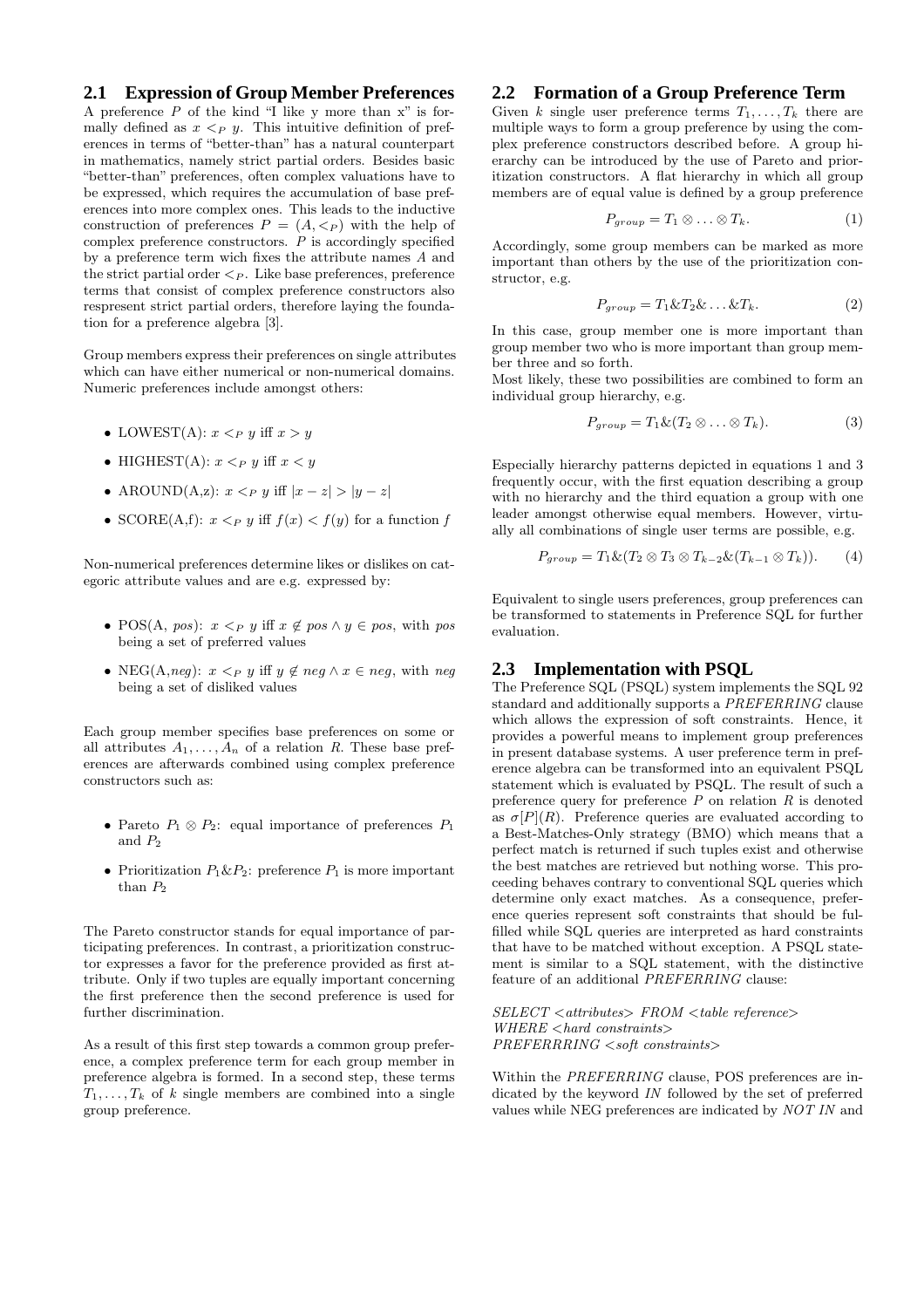## 2.1 Expression of Group Member Preferences

A preference $P$ of the kind "I like y more than x" is formally defined as $x <_P y$. This intuitive definition of preferences in terms of "better-than" has a natural counterpart in mathematics, namely strict partial orders. Besides basic "better-than" preferences, often complex valuations have to be expressed, which requires the accumulation of base preferences into more complex ones. This leads to the inductive construction of preferences $P = (A, <_P)$ with the help of complex preference constructors. $P$ is accordingly specified by a preference term wich fixes the attribute names $A$ and the strict partial order $<_P$. Like base preferences, preference terms that consist of complex preference constructors also respresent strict partial orders, therefore laying the foundation for a preference algebra [3].

Group members express their preferences on single attributes which can have either numerical or non-numerical domains. Numeric preferences include amongst others:

- LOWEST(A): $x <_P y$ iff $x > y$
- HIGHEST(A): $x <_P y$ iff $x < y$
- AROUND(A,z): $x <_P y$ iff $|x - z| > |y - z|$
- SCORE(A,f): $x <_P y$ iff $f(x) < f(y)$ for a function $f$

Non-numerical preferences determine likes or dislikes on categoric attribute values and are e.g. expressed by:

- POS(A, *pos*): $x <_P y$ iff $x \notin pos \wedge y \in pos$, with *pos* being a set of preferred values
- NEG(A,*neg*): $x <_P y$ iff $y \notin neg \wedge x \in neg$, with *neg* being a set of disliked values

Each group member specifies base preferences on some or all attributes $A_1, \ldots, A_n$ of a relation $R$. These base preferences are afterwards combined using complex preference constructors such as:

- Pareto $P_1 \otimes P_2$: equal importance of preferences $P_1$ and $P_2$
- Prioritization $P_1 \& P_2$: preference $P_1$ is more important than $P_2$

The Pareto constructor stands for equal importance of participating preferences. In contrast, a prioritization constructor expresses a favor for the preference provided as first attribute. Only if two tuples are equally important concerning the first preference then the second preference is used for further discrimination.

As a result of this first step towards a common group preference, a complex preference term for each group member in preference algebra is formed. In a second step, these terms $T_1, \ldots, T_k$ of $k$ single members are combined into a single group preference.

## 2.2 Formation of a Group Preference Term

Given $k$ single user preference terms $T_1, \ldots, T_k$ there are multiple ways to form a group preference by using the complex preference constructors described before. A group hierarchy can be introduced by the use of Pareto and prioritization constructors. A flat hierarchy in which all group members are of equal value is defined by a group preference

$$P_{group} = T_1 \otimes \ldots \otimes T_k. \tag{1}$$

Accordingly, some group members can be marked as more important than others by the use of the prioritization constructor, e.g.

$$P_{group} = T_1 \& T_2 \& \ldots \& T_k. \tag{2}$$

In this case, group member one is more important than group member two who is more important than group member three and so forth.

Most likely, these two possibilities are combined to form an individual group hierarchy, e.g.

$$P_{group} = T_1 \& (T_2 \otimes \ldots \otimes T_k). \tag{3}$$

Especially hierarchy patterns depicted in equations 1 and 3 frequently occur, with the first equation describing a group with no hierarchy and the third equation a group with one leader amongst otherwise equal members. However, virtually all combinations of single user terms are possible, e.g.

$$P_{group} = T_1 \& (T_2 \otimes T_3 \otimes T_{k-2} \& (T_{k-1} \otimes T_k)). \tag{4}$$

Equivalent to single users preferences, group preferences can be transformed to statements in Preference SQL for further evaluation.

## 2.3 Implementation with PSQL

The Preference SQL (PSQL) system implements the SQL 92 standard and additionally supports a *PREFERRING* clause which allows the expression of soft constraints. Hence, it provides a powerful means to implement group preferences in present database systems. A user preference term in preference algebra can be transformed into an equivalent PSQL statement which is evaluated by PSQL. The result of such a preference query for preference $P$ on relation $R$ is denoted as $\sigma[P](R)$. Preference queries are evaluated according to a Best-Matches-Only strategy (BMO) which means that a perfect match is returned if such tuples exist and otherwise the best matches are retrieved but nothing worse. This proceeding behaves contrary to conventional SQL queries which determine only exact matches. As a consequence, preference queries represent soft constraints that should be fulfilled while SQL queries are interpreted as hard constraints that have to be matched without exception. A PSQL statement is similar to a SQL statement, with the distinctive feature of an additional *PREFERRING* clause:

*SELECT <attributes> FROM <table reference>*
*WHERE <hard constraints>*
*PREFERRRING <soft constraints>*

Within the *PREFERRING* clause, POS preferences are indicated by the keyword *IN* followed by the set of preferred values while NEG preferences are indicated by *NOT IN* and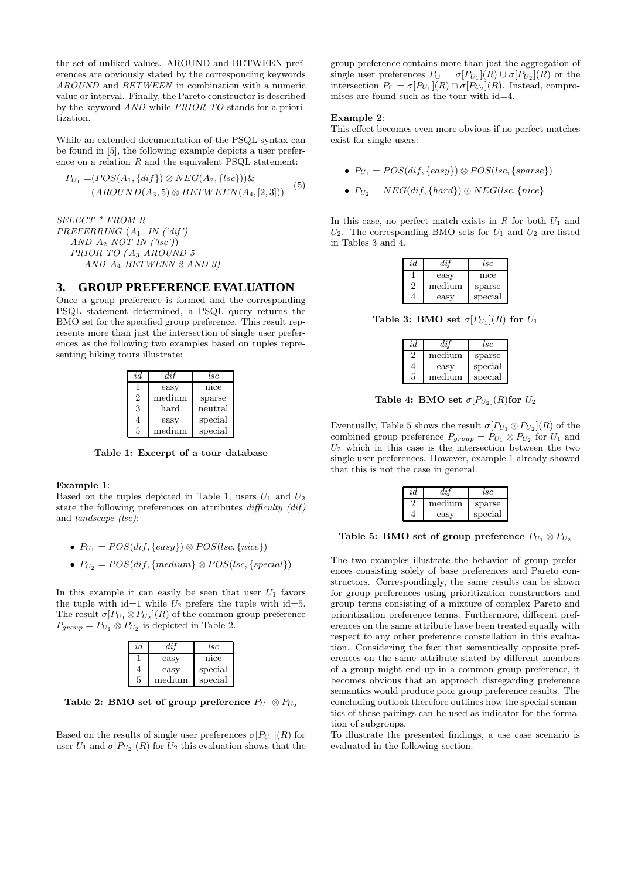the set of unliked values. AROUND and BETWEEN preferences are obviously stated by the corresponding keywords *AROUND* and *BETWEEN* in combination with a numeric value or interval. Finally, the Pareto constructor is described by the keyword *AND* while *PRIOR TO* stands for a prioritization.

While an extended documentation of the PSQL syntax can be found in [5], the following example depicts a user preference on a relation $R$ and the equivalent PSQL statement:

$$P_{U_1} = (POS(A_1, \{dif\}) \otimes NEG(A_2, \{lsc\}))\& \\ (AROUND(A_3, 5) \otimes BETWEEN(A_4, [2, 3])) \quad (5)$$

*SELECT * FROM R*
*PREFERRING ($A_1$ IN ('dif')*
*AND $A_2$ NOT IN ('lsc'))*
*PRIOR TO ($A_3$ AROUND 5*
*AND $A_4$ BETWEEN 2 AND 3)*

## 3. GROUP PREFERENCE EVALUATION

Once a group preference is formed and the corresponding PSQL statement determined, a PSQL query returns the BMO set for the specified group preference. This result represents more than just the intersection of single user preferences as the following two examples based on tuples representing hiking tours illustrate:

| *id* | *dif* | *lsc* |
|---|---|---|
| 1 | easy | nice |
| 2 | medium | sparse |
| 3 | hard | neutral |
| 4 | easy | special |
| 5 | medium | special |

**Table 1: Excerpt of a tour database**

**Example 1**:
Based on the tuples depicted in Table 1, users $U_1$ and $U_2$ state the following preferences on attributes *difficulty (dif)* and *landscape (lsc)*:

- $P_{U_1} = POS(dif, \{easy\}) \otimes POS(lsc, \{nice\})$
- $P_{U_2} = POS(dif, \{medium\} \otimes POS(lsc, \{special\})$

In this example it can easily be seen that user $U_1$ favors the tuple with id=1 while $U_2$ prefers the tuple with id=5. The result $\sigma[P_{U_1} \otimes P_{U_2}](R)$ of the common group preference $P_{group} = P_{U_1} \otimes P_{U_2}$ is depicted in Table 2.

| *id* | *dif* | *lsc* |
|---|---|---|
| 1 | easy | nice |
| 4 | easy | special |
| 5 | medium | special |

**Table 2: BMO set of group preference $P_{U_1} \otimes P_{U_2}$**

Based on the results of single user preferences $\sigma[P_{U_1}](R)$ for user $U_1$ and $\sigma[P_{U_2}](R)$ for $U_2$ this evaluation shows that the group preference contains more than just the aggregation of single user preferences $P_{\cup} = \sigma[P_{U_1}](R) \cup \sigma[P_{U_2}](R)$ or the intersection $P_{\cap} = \sigma[P_{U_1}](R) \cap \sigma[P_{U_2}](R)$. Instead, compromises are found such as the tour with id=4.

**Example 2**:
This effect becomes even more obvious if no perfect matches exist for single users:

- $P_{U_1} = POS(dif, \{easy\}) \otimes POS(lsc, \{sparse\})$
- $P_{U_2} = NEG(dif, \{hard\}) \otimes NEG(lsc, \{nice\}$

In this case, no perfect match exists in $R$ for both $U_1$ and $U_2$. The corresponding BMO sets for $U_1$ and $U_2$ are listed in Tables 3 and 4.

| *id* | *dif* | *lsc* |
|---|---|---|
| 1 | easy | nice |
| 2 | medium | sparse |
| 4 | easy | special |

**Table 3: BMO set $\sigma[P_{U_1}](R)$ for $U_1$**

| *id* | *dif* | *lsc* |
|---|---|---|
| 2 | medium | sparse |
| 4 | easy | special |
| 5 | medium | special |

**Table 4: BMO set $\sigma[P_{U_2}](R)$for $U_2$**

Eventually, Table 5 shows the result $\sigma[P_{U_1} \otimes P_{U_2}](R)$ of the combined group preference $P_{group} = P_{U_1} \otimes P_{U_2}$ for $U_1$ and $U_2$ which in this case is the intersection between the two single user preferences. However, example 1 already showed that this is not the case in general.

| *id* | *dif* | *lsc* |
|---|---|---|
| 2 | medium | sparse |
| 4 | easy | special |

**Table 5: BMO set of group preference $P_{U_1} \otimes P_{U_2}$**

The two examples illustrate the behavior of group preferences consisting solely of base preferences and Pareto constructors. Correspondingly, the same results can be shown for group preferences using prioritization constructors and group terms consisting of a mixture of complex Pareto and prioritization preference terms. Furthermore, different preferences on the same attribute have been treated equally with respect to any other preference constellation in this evaluation. Considering the fact that semantically opposite preferences on the same attribute stated by different members of a group might end up in a common group preference, it becomes obvious that an approach disregarding preference semantics would produce poor group preference results. The concluding outlook therefore outlines how the special semantics of these pairings can be used as indicator for the formation of subgroups.
To illustrate the presented findings, a use case scenario is evaluated in the following section.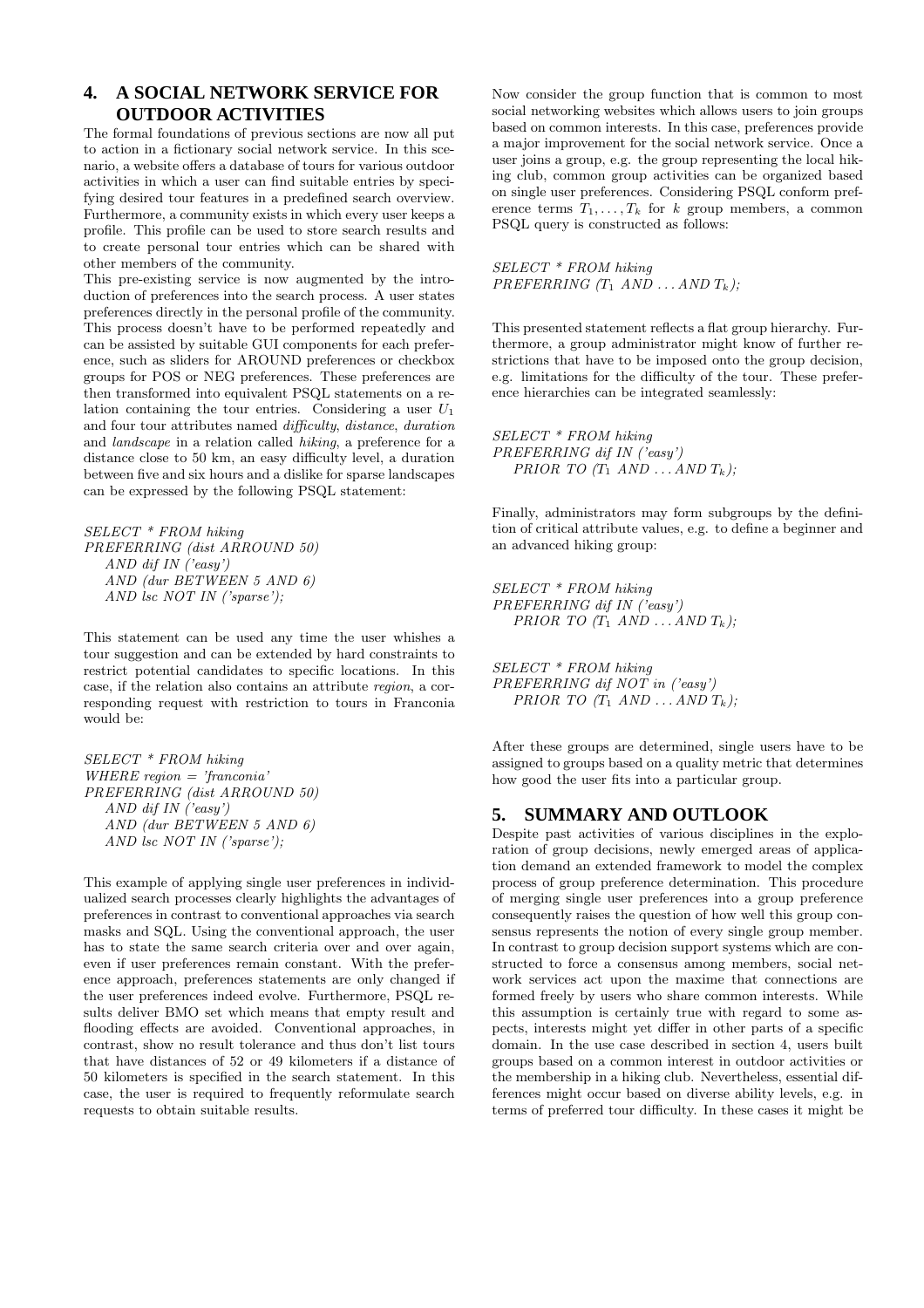## 4. A SOCIAL NETWORK SERVICE FOR OUTDOOR ACTIVITIES

The formal foundations of previous sections are now all put to action in a fictionary social network service. In this scenario, a website offers a database of tours for various outdoor activities in which a user can find suitable entries by specifying desired tour features in a predefined search overview. Furthermore, a community exists in which every user keeps a profile. This profile can be used to store search results and to create personal tour entries which can be shared with other members of the community.

This pre-existing service is now augmented by the introduction of preferences into the search process. A user states preferences directly in the personal profile of the community. This process doesn't have to be performed repeatedly and can be assisted by suitable GUI components for each preference, such as sliders for AROUND preferences or checkbox groups for POS or NEG preferences. These preferences are then transformed into equivalent PSQL statements on a relation containing the tour entries. Considering a user $U_1$ and four tour attributes named *difficulty*, *distance*, *duration* and *landscape* in a relation called *hiking*, a preference for a distance close to 50 km, an easy difficulty level, a duration between five and six hours and a dislike for sparse landscapes can be expressed by the following PSQL statement:

```
SELECT * FROM hiking
PREFERRING (dist ARROUND 50)
    AND dif IN ('easy')
    AND (dur BETWEEN 5 AND 6)
    AND lsc NOT IN ('sparse');
```

This statement can be used any time the user whishes a tour suggestion and can be extended by hard constraints to restrict potential candidates to specific locations. In this case, if the relation also contains an attribute *region*, a corresponding request with restriction to tours in Franconia would be:

```
SELECT * FROM hiking
WHERE region = 'franconia'
PREFERRING (dist ARROUND 50)
    AND dif IN ('easy')
    AND (dur BETWEEN 5 AND 6)
    AND lsc NOT IN ('sparse');
```

This example of applying single user preferences in individualized search processes clearly highlights the advantages of preferences in contrast to conventional approaches via search masks and SQL. Using the conventional approach, the user has to state the same search criteria over and over again, even if user preferences remain constant. With the preference approach, preferences statements are only changed if the user preferences indeed evolve. Furthermore, PSQL results deliver BMO set which means that empty result and flooding effects are avoided. Conventional approaches, in contrast, show no result tolerance and thus don't list tours that have distances of 52 or 49 kilometers if a distance of 50 kilometers is specified in the search statement. In this case, the user is required to frequently reformulate search requests to obtain suitable results.

Now consider the group function that is common to most social networking websites which allows users to join groups based on common interests. In this case, preferences provide a major improvement for the social network service. Once a user joins a group, e.g. the group representing the local hiking club, common group activities can be organized based on single user preferences. Considering PSQL conform preference terms $T_1, \ldots, T_k$ for $k$ group members, a common PSQL query is constructed as follows:

```
SELECT * FROM hiking
PREFERRING (T1 AND ... AND Tk);
```

This presented statement reflects a flat group hierarchy. Furthermore, a group administrator might know of further restrictions that have to be imposed onto the group decision, e.g. limitations for the difficulty of the tour. These preference hierarchies can be integrated seamlessly:

```
SELECT * FROM hiking
PREFERRING dif IN ('easy')
    PRIOR TO (T1 AND ... AND Tk);
```

Finally, administrators may form subgroups by the definition of critical attribute values, e.g. to define a beginner and an advanced hiking group:

```
SELECT * FROM hiking
PREFERRING dif IN ('easy')
    PRIOR TO (T1 AND ... AND Tk);
```

```
SELECT * FROM hiking
PREFERRING dif NOT in ('easy')
    PRIOR TO (T1 AND ... AND Tk);
```

After these groups are determined, single users have to be assigned to groups based on a quality metric that determines how good the user fits into a particular group.

## 5. SUMMARY AND OUTLOOK

Despite past activities of various disciplines in the exploration of group decisions, newly emerged areas of application demand an extended framework to model the complex process of group preference determination. This procedure of merging single user preferences into a group preference consequently raises the question of how well this group consensus represents the notion of every single group member. In contrast to group decision support systems which are constructed to force a consensus among members, social network services act upon the maxime that connections are formed freely by users who share common interests. While this assumption is certainly true with regard to some aspects, interests might yet differ in other parts of a specific domain. In the use case described in section 4, users built groups based on a common interest in outdoor activities or the membership in a hiking club. Nevertheless, essential differences might occur based on diverse ability levels, e.g. in terms of preferred tour difficulty. In these cases it might be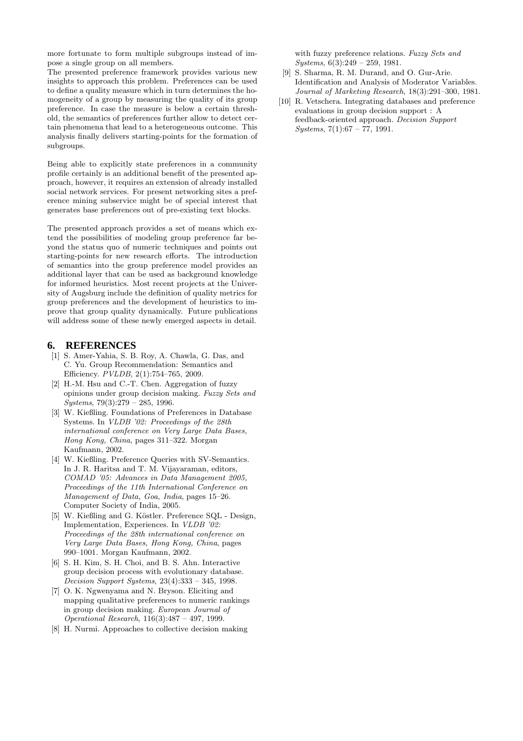more fortunate to form multiple subgroups instead of impose a single group on all members.

The presented preference framework provides various new insights to approach this problem. Preferences can be used to define a quality measure which in turn determines the homogeneity of a group by measuring the quality of its group preference. In case the measure is below a certain threshold, the semantics of preferences further allow to detect certain phenomena that lead to a heterogeneous outcome. This analysis finally delivers starting-points for the formation of subgroups.

Being able to explicitly state preferences in a community profile certainly is an additional benefit of the presented approach, however, it requires an extension of already installed social network services. For present networking sites a preference mining subservice might be of special interest that generates base preferences out of pre-existing text blocks.

The presented approach provides a set of means which extend the possibilities of modeling group preference far beyond the status quo of numeric techniques and points out starting-points for new research efforts. The introduction of semantics into the group preference model provides an additional layer that can be used as background knowledge for informed heuristics. Most recent projects at the University of Augsburg include the definition of quality metrics for group preferences and the development of heuristics to improve that group quality dynamically. Future publications will address some of these newly emerged aspects in detail.

# 6. REFERENCES

[1] S. Amer-Yahia, S. B. Roy, A. Chawla, G. Das, and C. Yu. Group Recommendation: Semantics and Efficiency. *PVLDB*, 2(1):754–765, 2009.

[2] H.-M. Hsu and C.-T. Chen. Aggregation of fuzzy opinions under group decision making. *Fuzzy Sets and Systems*, 79(3):279 – 285, 1996.

[3] W. Kießling. Foundations of Preferences in Database Systems. In *VLDB '02: Proceedings of the 28th international conference on Very Large Data Bases, Hong Kong, China*, pages 311–322. Morgan Kaufmann, 2002.

[4] W. Kießling. Preference Queries with SV-Semantics. In J. R. Haritsa and T. M. Vijayaraman, editors, *COMAD '05: Advances in Data Management 2005, Proceedings of the 11th International Conference on Management of Data, Goa, India*, pages 15–26. Computer Society of India, 2005.

[5] W. Kießling and G. Köstler. Preference SQL - Design, Implementation, Experiences. In *VLDB '02: Proceedings of the 28th international conference on Very Large Data Bases, Hong Kong, China*, pages 990–1001. Morgan Kaufmann, 2002.

[6] S. H. Kim, S. H. Choi, and B. S. Ahn. Interactive group decision process with evolutionary database. *Decision Support Systems*, 23(4):333 – 345, 1998.

[7] O. K. Ngwenyama and N. Bryson. Eliciting and mapping qualitative preferences to numeric rankings in group decision making. *European Journal of Operational Research*, 116(3):487 – 497, 1999.

[8] H. Nurmi. Approaches to collective decision making with fuzzy preference relations. *Fuzzy Sets and Systems*, 6(3):249 – 259, 1981.

[9] S. Sharma, R. M. Durand, and O. Gur-Arie. Identification and Analysis of Moderator Variables. *Journal of Marketing Research*, 18(3):291–300, 1981.

[10] R. Vetschera. Integrating databases and preference evaluations in group decision support : A feedback-oriented approach. *Decision Support Systems*, 7(1):67 – 77, 1991.